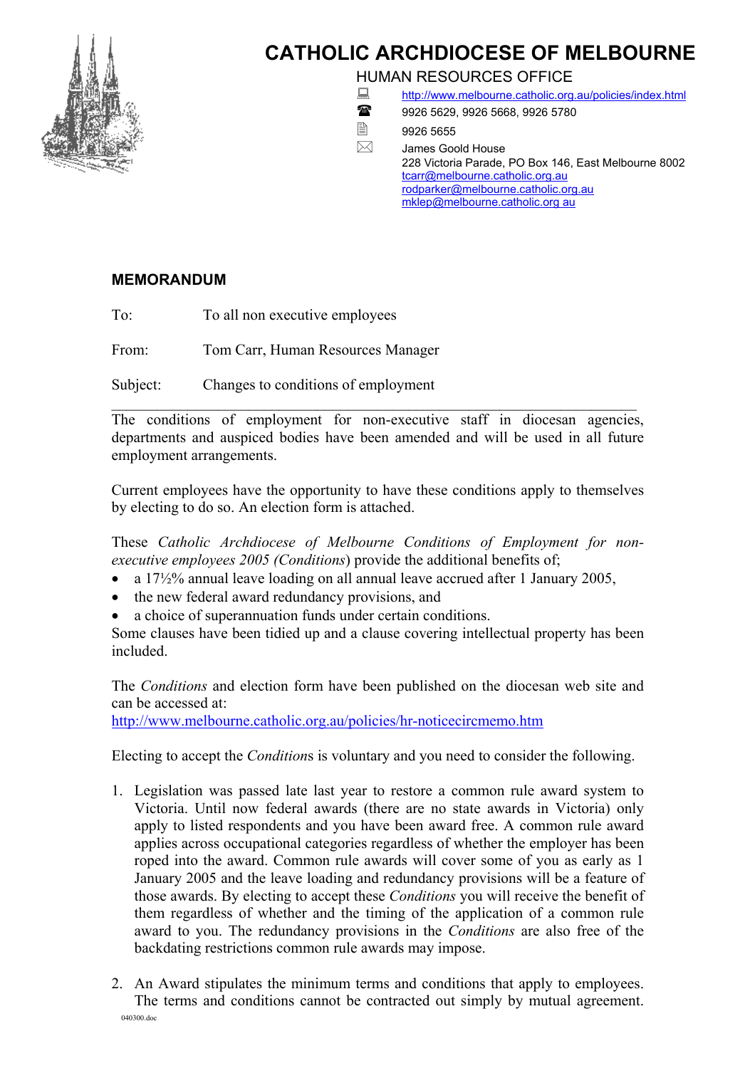# CATHOLIC ARCHDIOCESE OF MELBOURNE

HUMAN RESOURCES OFFICE

http://www.melbourne.catholic.org.au/policies/index.html

9926 5629, 9926 5668, 9926 5780

9926 5655

James Goold House
228 Victoria Parade, PO Box 146, East Melbourne 8002
tcarr@melbourne.catholic.org.au
rodparker@melbourne.catholic.org.au
mklep@melbourne.catholic.org au

## MEMORANDUM

To: To all non executive employees

From: Tom Carr, Human Resources Manager

Subject: Changes to conditions of employment

---

The conditions of employment for non-executive staff in diocesan agencies, departments and auspiced bodies have been amended and will be used in all future employment arrangements.

Current employees have the opportunity to have these conditions apply to themselves by electing to do so. An election form is attached.

These *Catholic Archdiocese of Melbourne Conditions of Employment for non-executive employees 2005 (Conditions)* provide the additional benefits of;

- a 17½% annual leave loading on all annual leave accrued after 1 January 2005,
- the new federal award redundancy provisions, and
- a choice of superannuation funds under certain conditions.

Some clauses have been tidied up and a clause covering intellectual property has been included.

The *Conditions* and election form have been published on the diocesan web site and can be accessed at:
http://www.melbourne.catholic.org.au/policies/hr-noticecircmemo.htm

Electing to accept the *Condition*s is voluntary and you need to consider the following.

1. Legislation was passed late last year to restore a common rule award system to Victoria. Until now federal awards (there are no state awards in Victoria) only apply to listed respondents and you have been award free. A common rule award applies across occupational categories regardless of whether the employer has been roped into the award. Common rule awards will cover some of you as early as 1 January 2005 and the leave loading and redundancy provisions will be a feature of those awards. By electing to accept these *Conditions* you will receive the benefit of them regardless of whether and the timing of the application of a common rule award to you. The redundancy provisions in the *Conditions* are also free of the backdating restrictions common rule awards may impose.

2. An Award stipulates the minimum terms and conditions that apply to employees. The terms and conditions cannot be contracted out simply by mutual agreement.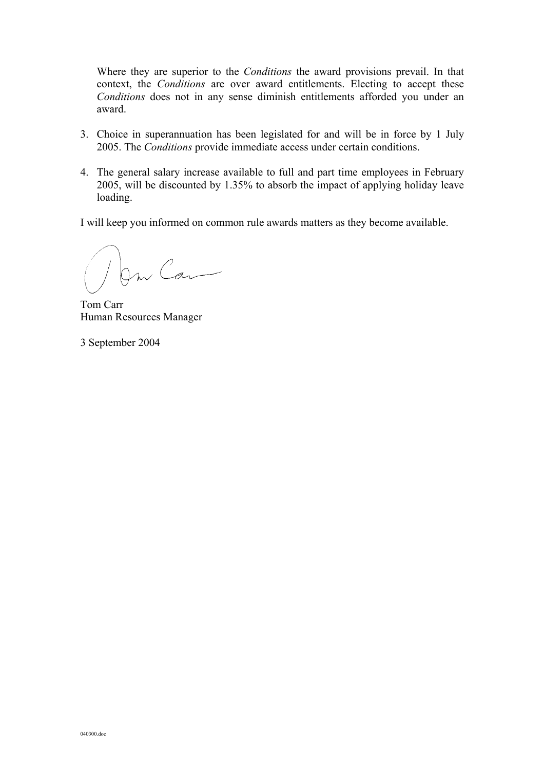Where they are superior to the *Conditions* the award provisions prevail. In that context, the *Conditions* are over award entitlements. Electing to accept these *Conditions* does not in any sense diminish entitlements afforded you under an award.

3. Choice in superannuation has been legislated for and will be in force by 1 July 2005. The *Conditions* provide immediate access under certain conditions.

4. The general salary increase available to full and part time employees in February 2005, will be discounted by 1.35% to absorb the impact of applying holiday leave loading.

I will keep you informed on common rule awards matters as they become available.

Tom Carr
Human Resources Manager

3 September 2004

040300.doc